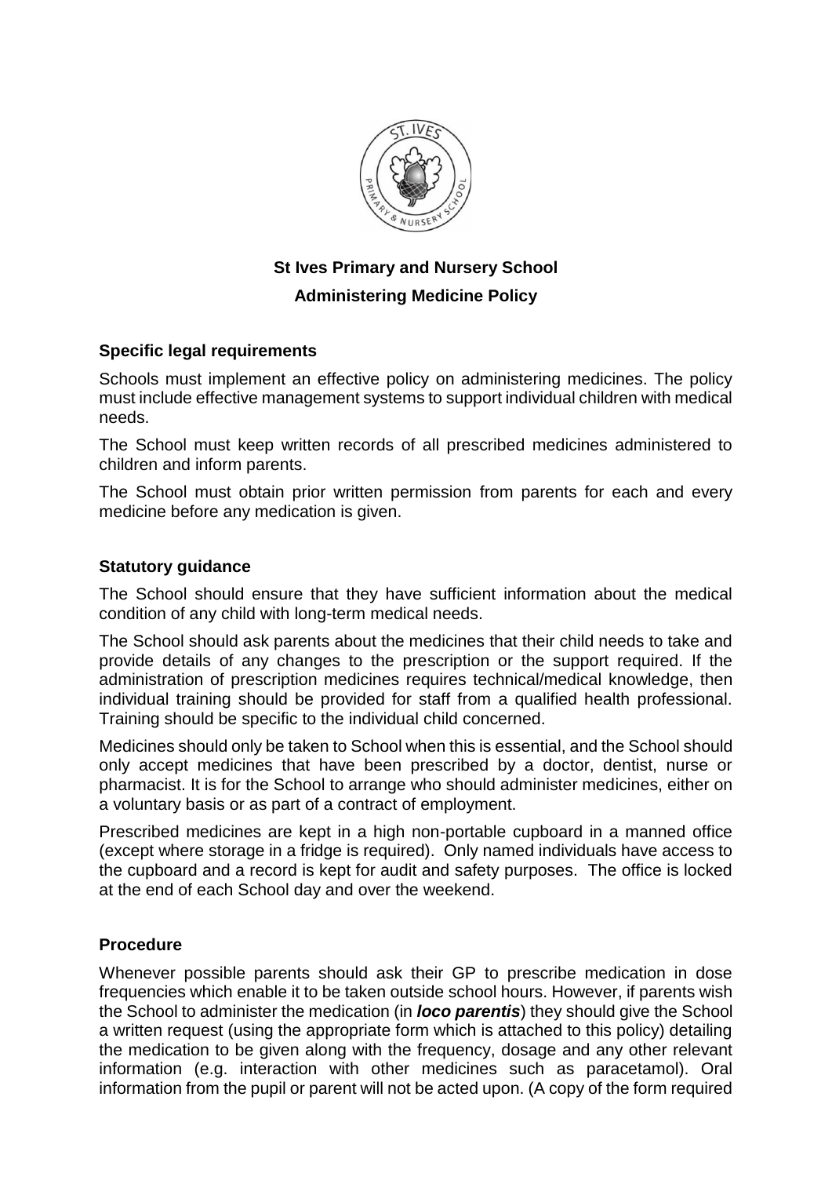**St Ives Primary and Nursery School**

**Administering Medicine Policy**

## Specific legal requirements

Schools must implement an effective policy on administering medicines. The policy must include effective management systems to support individual children with medical needs.

The School must keep written records of all prescribed medicines administered to children and inform parents.

The School must obtain prior written permission from parents for each and every medicine before any medication is given.

## Statutory guidance

The School should ensure that they have sufficient information about the medical condition of any child with long-term medical needs.

The School should ask parents about the medicines that their child needs to take and provide details of any changes to the prescription or the support required. If the administration of prescription medicines requires technical/medical knowledge, then individual training should be provided for staff from a qualified health professional. Training should be specific to the individual child concerned.

Medicines should only be taken to School when this is essential, and the School should only accept medicines that have been prescribed by a doctor, dentist, nurse or pharmacist. It is for the School to arrange who should administer medicines, either on a voluntary basis or as part of a contract of employment.

Prescribed medicines are kept in a high non-portable cupboard in a manned office (except where storage in a fridge is required). Only named individuals have access to the cupboard and a record is kept for audit and safety purposes. The office is locked at the end of each School day and over the weekend.

## Procedure

Whenever possible parents should ask their GP to prescribe medication in dose frequencies which enable it to be taken outside school hours. However, if parents wish the School to administer the medication (in ***loco parentis***) they should give the School a written request (using the appropriate form which is attached to this policy) detailing the medication to be given along with the frequency, dosage and any other relevant information (e.g. interaction with other medicines such as paracetamol). Oral information from the pupil or parent will not be acted upon. (A copy of the form required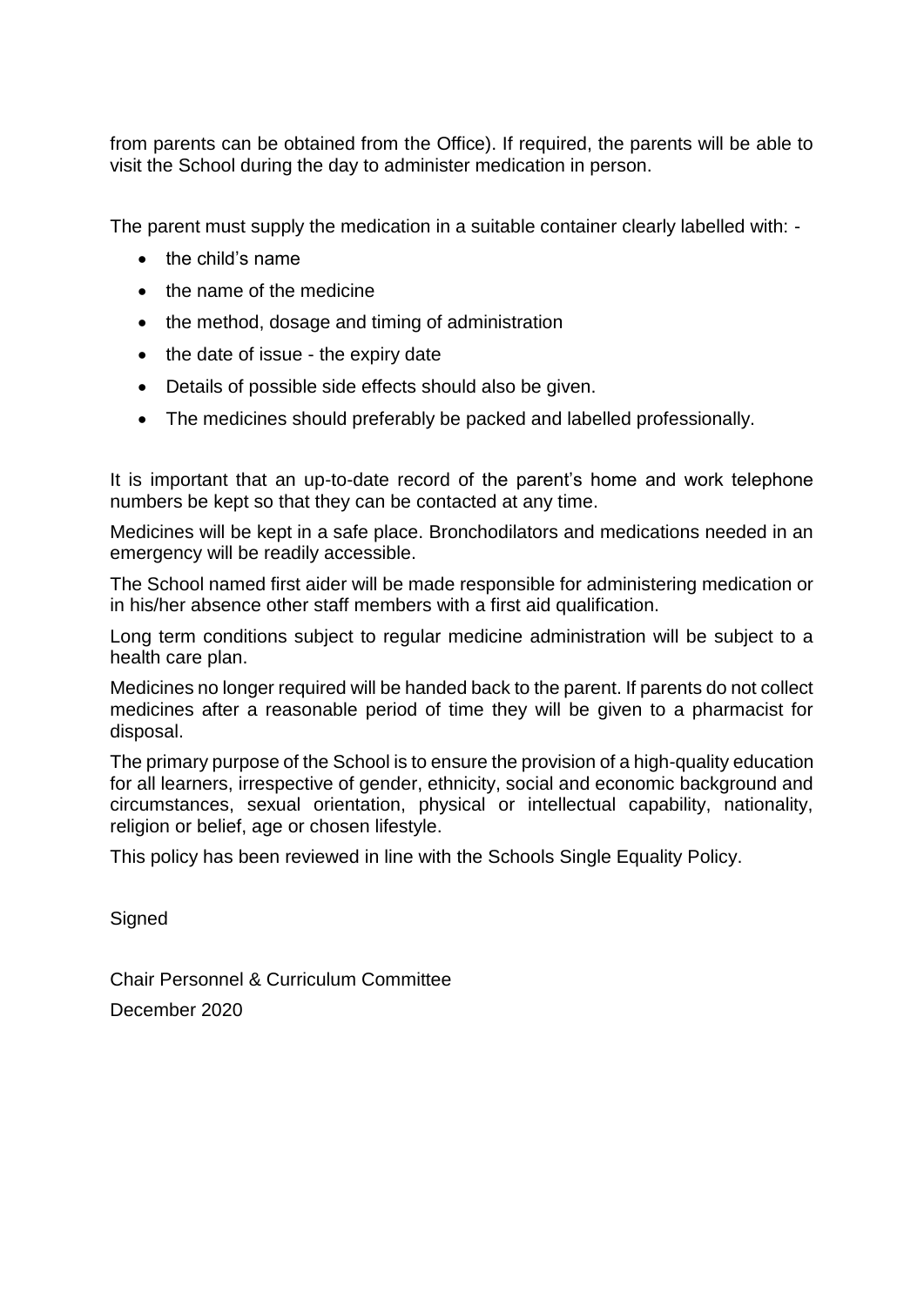from parents can be obtained from the Office). If required, the parents will be able to visit the School during the day to administer medication in person.

The parent must supply the medication in a suitable container clearly labelled with: -

- the child's name
- the name of the medicine
- the method, dosage and timing of administration
- the date of issue - the expiry date
- Details of possible side effects should also be given.
- The medicines should preferably be packed and labelled professionally.

It is important that an up-to-date record of the parent's home and work telephone numbers be kept so that they can be contacted at any time.

Medicines will be kept in a safe place. Bronchodilators and medications needed in an emergency will be readily accessible.

The School named first aider will be made responsible for administering medication or in his/her absence other staff members with a first aid qualification.

Long term conditions subject to regular medicine administration will be subject to a health care plan.

Medicines no longer required will be handed back to the parent. If parents do not collect medicines after a reasonable period of time they will be given to a pharmacist for disposal.

The primary purpose of the School is to ensure the provision of a high-quality education for all learners, irrespective of gender, ethnicity, social and economic background and circumstances, sexual orientation, physical or intellectual capability, nationality, religion or belief, age or chosen lifestyle.

This policy has been reviewed in line with the Schools Single Equality Policy.

Signed

Chair Personnel & Curriculum Committee

December 2020